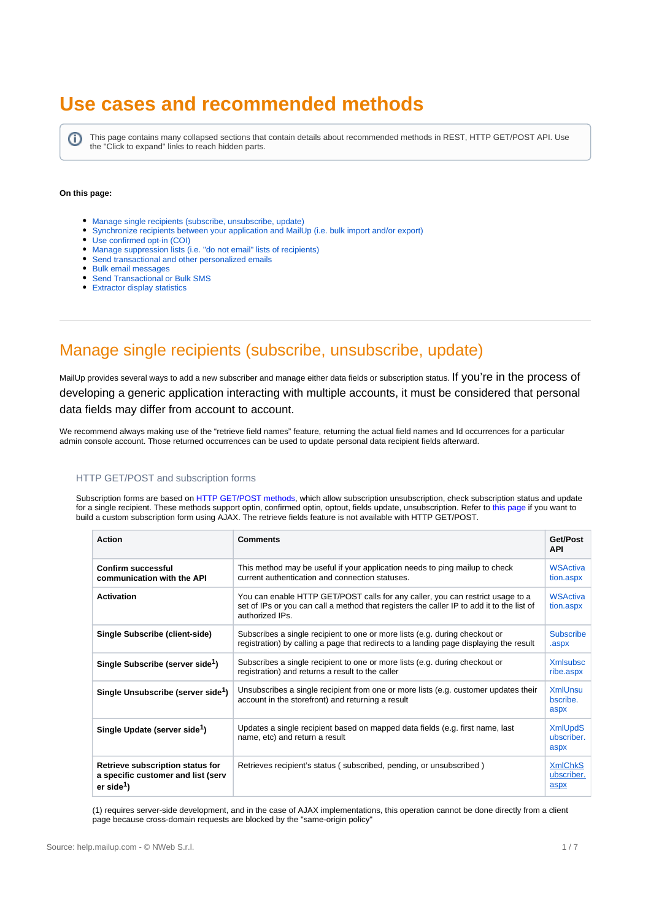# Use cases and recommended methods

> This page contains many collapsed sections that contain details about recommended methods in REST, HTTP GET/POST API. Use the "Click to expand" links to reach hidden parts.

**On this page:**

- Manage single recipients (subscribe, unsubscribe, update)
- Synchronize recipients between your application and MailUp (i.e. bulk import and/or export)
- Use confirmed opt-in (COI)
- Manage suppression lists (i.e. "do not email" lists of recipients)
- Send transactional and other personalized emails
- Bulk email messages
- Send Transactional or Bulk SMS
- Extractor display statistics

---

## Manage single recipients (subscribe, unsubscribe, update)

MailUp provides several ways to add a new subscriber and manage either data fields or subscription status. If you're in the process of developing a generic application interacting with multiple accounts, it must be considered that personal data fields may differ from account to account.

We recommend always making use of the "retrieve field names" feature, returning the actual field names and Id occurrences for a particular admin console account. Those returned occurrences can be used to update personal data recipient fields afterward.

### HTTP GET/POST and subscription forms

Subscription forms are based on HTTP GET/POST methods, which allow subscription unsubscription, check subscription status and update for a single recipient. These methods support optin, confirmed optin, optout, fields update, unsubscription. Refer to this page if you want to build a custom subscription form using AJAX. The retrieve fields feature is not available with HTTP GET/POST.

| Action | Comments | Get/Post API |
|---|---|---|
| **Confirm successful communication with the API** | This method may be useful if your application needs to ping mailup to check current authentication and connection statuses. | WSActivation.aspx |
| **Activation** | You can enable HTTP GET/POST calls for any caller, you can restrict usage to a set of IPs or you can call a method that registers the caller IP to add it to the list of authorized IPs. | WSActivation.aspx |
| **Single Subscribe (client-side)** | Subscribes a single recipient to one or more lists (e.g. during checkout or registration) by calling a page that redirects to a landing page displaying the result | Subscribe.aspx |
| **Single Subscribe (server side[1])** | Subscribes a single recipient to one or more lists (e.g. during checkout or registration) and returns a result to the caller | Xmlsubscribe.aspx |
| **Single Unsubscribe (server side[1])** | Unsubscribes a single recipient from one or more lists (e.g. customer updates their account in the storefront) and returning a result | XmlUnsubscribe.aspx |
| **Single Update (server side[1])** | Updates a single recipient based on mapped data fields (e.g. first name, last name, etc) and return a result | XmlUpdSubscriber.aspx |
| **Retrieve subscription status for a specific customer and list (server side[1])** | Retrieves recipient's status ( subscribed, pending, or unsubscribed ) | XmlChkSubscriber.aspx |

(1) requires server-side development, and in the case of AJAX implementations, this operation cannot be done directly from a client page because cross-domain requests are blocked by the "same-origin policy"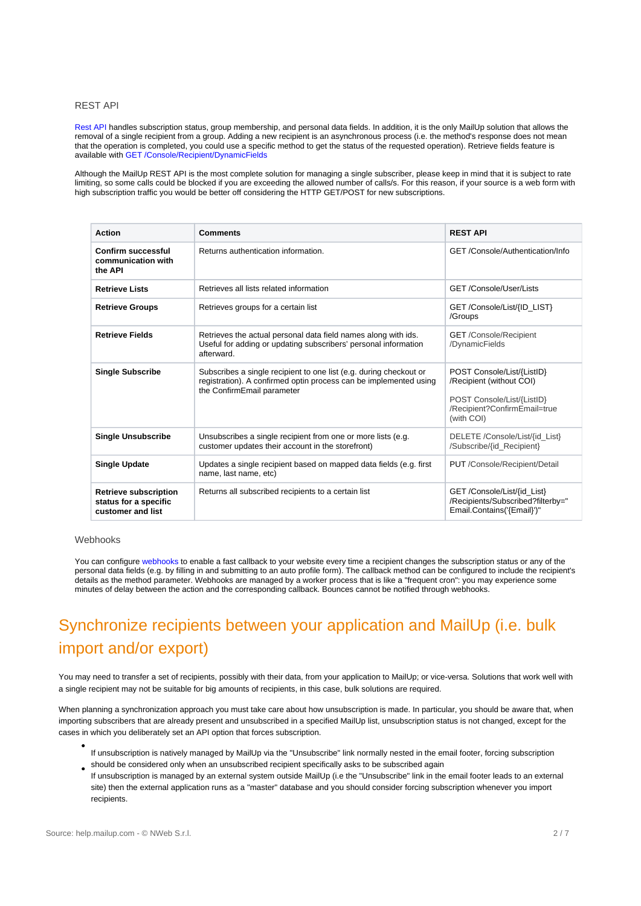### REST API

Rest API handles subscription status, group membership, and personal data fields. In addition, it is the only MailUp solution that allows the removal of a single recipient from a group. Adding a new recipient is an asynchronous process (i.e. the method's response does not mean that the operation is completed, you could use a specific method to get the status of the requested operation). Retrieve fields feature is available with GET /Console/Recipient/DynamicFields

Although the MailUp REST API is the most complete solution for managing a single subscriber, please keep in mind that it is subject to rate limiting, so some calls could be blocked if you are exceeding the allowed number of calls/s. For this reason, if your source is a web form with high subscription traffic you would be better off considering the HTTP GET/POST for new subscriptions.

| Action | Comments | REST API |
|---|---|---|
| **Confirm successful communication with the API** | Returns authentication information. | GET /Console/Authentication/Info |
| **Retrieve Lists** | Retrieves all lists related information | GET /Console/User/Lists |
| **Retrieve Groups** | Retrieves groups for a certain list | GET /Console/List/{ID_LIST}/Groups |
| **Retrieve Fields** | Retrieves the actual personal data field names along with ids. Useful for adding or updating subscribers' personal information afterward. | GET /Console/Recipient/DynamicFields |
| **Single Subscribe** | Subscribes a single recipient to one list (e.g. during checkout or registration). A confirmed optin process can be implemented using the ConfirmEmail parameter | POST Console/List/{ListID}/Recipient (without COI)<br><br>POST Console/List/{ListID}/Recipient?ConfirmEmail=true (with COI) |
| **Single Unsubscribe** | Unsubscribes a single recipient from one or more lists (e.g. customer updates their account in the storefront) | DELETE /Console/List/{id_List}/Subscribe/{id_Recipient} |
| **Single Update** | Updates a single recipient based on mapped data fields (e.g. first name, last name, etc) | PUT /Console/Recipient/Detail |
| **Retrieve subscription status for a specific customer and list** | Returns all subscribed recipients to a certain list | GET /Console/List/{id_List}/Recipients/Subscribed?filterby="Email.Contains('{Email}')" |

### Webhooks

You can configure webhooks to enable a fast callback to your website every time a recipient changes the subscription status or any of the personal data fields (e.g. by filling in and submitting to an auto profile form). The callback method can be configured to include the recipient's details as the method parameter. Webhooks are managed by a worker process that is like a "frequent cron": you may experience some minutes of delay between the action and the corresponding callback. Bounces cannot be notified through webhooks.

## Synchronize recipients between your application and MailUp (i.e. bulk import and/or export)

You may need to transfer a set of recipients, possibly with their data, from your application to MailUp; or vice-versa. Solutions that work well with a single recipient may not be suitable for big amounts of recipients, in this case, bulk solutions are required.

When planning a synchronization approach you must take care about how unsubscription is made. In particular, you should be aware that, when importing subscribers that are already present and unsubscribed in a specified MailUp list, unsubscription status is not changed, except for the cases in which you deliberately set an API option that forces subscription.

- If unsubscription is natively managed by MailUp via the "Unsubscribe" link normally nested in the email footer, forcing subscription should be considered only when an unsubscribed recipient specifically asks to be subscribed again
- If unsubscription is managed by an external system outside MailUp (i.e the "Unsubscribe" link in the email footer leads to an external site) then the external application runs as a "master" database and you should consider forcing subscription whenever you import recipients.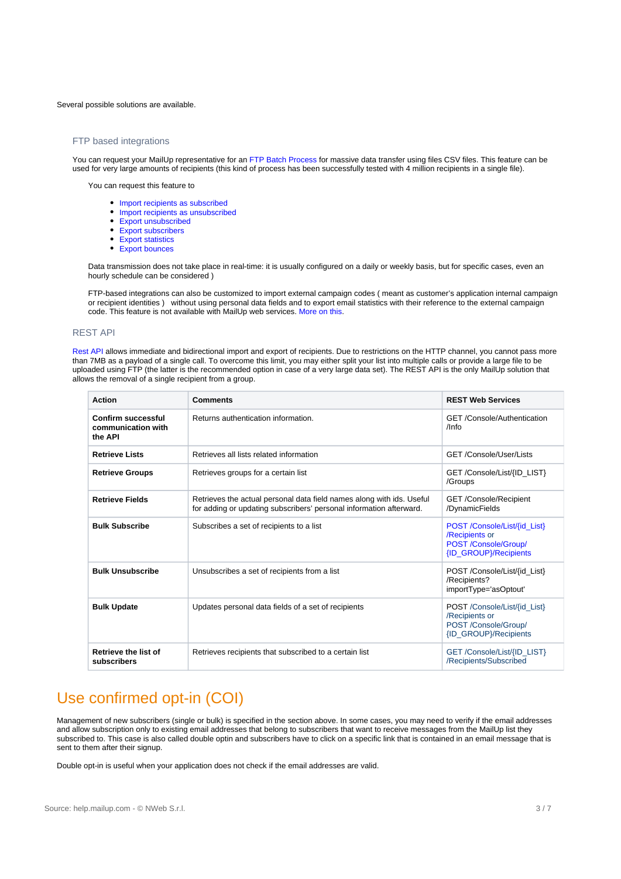Several possible solutions are available.

### FTP based integrations

You can request your MailUp representative for an FTP Batch Process for massive data transfer using files CSV files. This feature can be used for very large amounts of recipients (this kind of process has been successfully tested with 4 million recipients in a single file).

You can request this feature to

- Import recipients as subscribed
- Import recipients as unsubscribed
- Export unsubscribed
- Export subscribers
- Export statistics
- Export bounces

Data transmission does not take place in real-time: it is usually configured on a daily or weekly basis, but for specific cases, even an hourly schedule can be considered )

FTP-based integrations can also be customized to import external campaign codes ( meant as customer's application internal campaign or recipient identities ) without using personal data fields and to export email statistics with their reference to the external campaign code. This feature is not available with MailUp web services. More on this.

### REST API

Rest API allows immediate and bidirectional import and export of recipients. Due to restrictions on the HTTP channel, you cannot pass more than 7MB as a payload of a single call. To overcome this limit, you may either split your list into multiple calls or provide a large file to be uploaded using FTP (the latter is the recommended option in case of a very large data set). The REST API is the only MailUp solution that allows the removal of a single recipient from a group.

| Action | Comments | REST Web Services |
|---|---|---|
| **Confirm successful communication with the API** | Returns authentication information. | GET /Console/Authentication /Info |
| **Retrieve Lists** | Retrieves all lists related information | GET /Console/User/Lists |
| **Retrieve Groups** | Retrieves groups for a certain list | GET /Console/List/{ID_LIST} /Groups |
| **Retrieve Fields** | Retrieves the actual personal data field names along with ids. Useful for adding or updating subscribers' personal information afterward. | GET /Console/Recipient /DynamicFields |
| **Bulk Subscribe** | Subscribes a set of recipients to a list | POST /Console/List/{id_List} /Recipients or POST /Console/Group/ {ID_GROUP}/Recipients |
| **Bulk Unsubscribe** | Unsubscribes a set of recipients from a list | POST /Console/List/{id_List} /Recipients? importType='asOptout' |
| **Bulk Update** | Updates personal data fields of a set of recipients | POST /Console/List/{id_List} /Recipients or POST /Console/Group/ {ID_GROUP}/Recipients |
| **Retrieve the list of subscribers** | Retrieves recipients that subscribed to a certain list | GET /Console/List/{ID_LIST} /Recipients/Subscribed |

## Use confirmed opt-in (COI)

Management of new subscribers (single or bulk) is specified in the section above. In some cases, you may need to verify if the email addresses and allow subscription only to existing email addresses that belong to subscribers that want to receive messages from the MailUp list they subscribed to. This case is also called double optin and subscribers have to click on a specific link that is contained in an email message that is sent to them after their signup.

Double opt-in is useful when your application does not check if the email addresses are valid.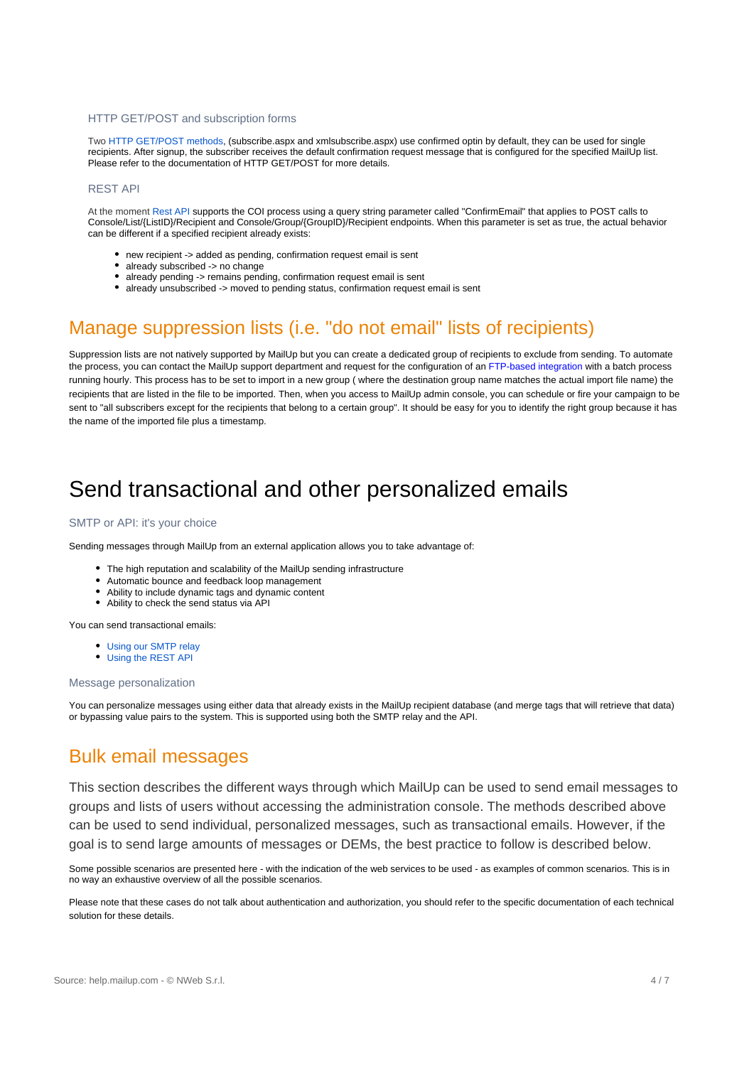### HTTP GET/POST and subscription forms

Two HTTP GET/POST methods, (subscribe.aspx and xmlsubscribe.aspx) use confirmed optin by default, they can be used for single recipients. After signup, the subscriber receives the default confirmation request message that is configured for the specified MailUp list. Please refer to the documentation of HTTP GET/POST for more details.

### REST API

At the moment Rest API supports the COI process using a query string parameter called "ConfirmEmail" that applies to POST calls to Console/List/{ListID}/Recipient and Console/Group/{GroupID}/Recipient endpoints. When this parameter is set as true, the actual behavior can be different if a specified recipient already exists:

- new recipient -> added as pending, confirmation request email is sent
- already subscribed -> no change
- already pending -> remains pending, confirmation request email is sent
- already unsubscribed -> moved to pending status, confirmation request email is sent

## Manage suppression lists (i.e. "do not email" lists of recipients)

Suppression lists are not natively supported by MailUp but you can create a dedicated group of recipients to exclude from sending. To automate the process, you can contact the MailUp support department and request for the configuration of an FTP-based integration with a batch process running hourly. This process has to be set to import in a new group ( where the destination group name matches the actual import file name) the recipients that are listed in the file to be imported. Then, when you access to MailUp admin console, you can schedule or fire your campaign to be sent to "all subscribers except for the recipients that belong to a certain group". It should be easy for you to identify the right group because it has the name of the imported file plus a timestamp.

# Send transactional and other personalized emails

### SMTP or API: it's your choice

Sending messages through MailUp from an external application allows you to take advantage of:

- The high reputation and scalability of the MailUp sending infrastructure
- Automatic bounce and feedback loop management
- Ability to include dynamic tags and dynamic content
- Ability to check the send status via API

You can send transactional emails:

- Using our SMTP relay
- Using the REST API

### Message personalization

You can personalize messages using either data that already exists in the MailUp recipient database (and merge tags that will retrieve that data) or bypassing value pairs to the system. This is supported using both the SMTP relay and the API.

## Bulk email messages

This section describes the different ways through which MailUp can be used to send email messages to groups and lists of users without accessing the administration console. The methods described above can be used to send individual, personalized messages, such as transactional emails. However, if the goal is to send large amounts of messages or DEMs, the best practice to follow is described below.

Some possible scenarios are presented here - with the indication of the web services to be used - as examples of common scenarios. This is in no way an exhaustive overview of all the possible scenarios.

Please note that these cases do not talk about authentication and authorization, you should refer to the specific documentation of each technical solution for these details.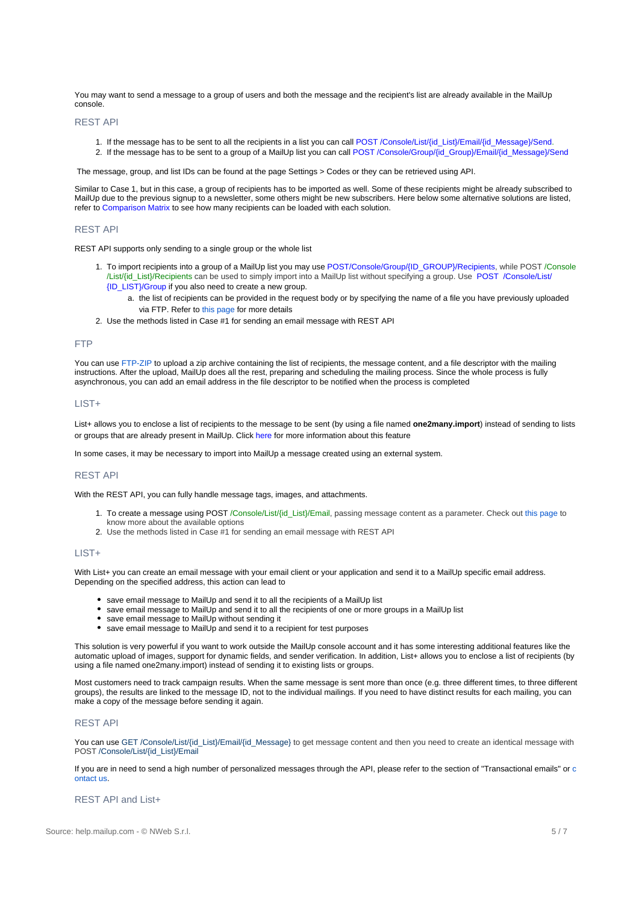You may want to send a message to a group of users and both the message and the recipient's list are already available in the MailUp console.

### REST API

1. If the message has to be sent to all the recipients in a list you can call POST /Console/List/{id_List}/Email/{id_Message}/Send.
2. If the message has to be sent to a group of a MailUp list you can call POST /Console/Group/{id_Group}/Email/{id_Message}/Send

The message, group, and list IDs can be found at the page Settings > Codes or they can be retrieved using API.

Similar to Case 1, but in this case, a group of recipients has to be imported as well. Some of these recipients might be already subscribed to MailUp due to the previous signup to a newsletter, some others might be new subscribers. Here below some alternative solutions are listed, refer to Comparison Matrix to see how many recipients can be loaded with each solution.

### REST API

REST API supports only sending to a single group or the whole list

1. To import recipients into a group of a MailUp list you may use POST/Console/Group/{ID_GROUP}/Recipients, while POST /Console/List/{id_List}/Recipients can be used to simply import into a MailUp list without specifying a group. Use POST /Console/List/{ID_LIST}/Group if you also need to create a new group.
   a. the list of recipients can be provided in the request body or by specifying the name of a file you have previously uploaded via FTP. Refer to this page for more details
2. Use the methods listed in Case #1 for sending an email message with REST API

### FTP

You can use FTP-ZIP to upload a zip archive containing the list of recipients, the message content, and a file descriptor with the mailing instructions. After the upload, MailUp does all the rest, preparing and scheduling the mailing process. Since the whole process is fully asynchronous, you can add an email address in the file descriptor to be notified when the process is completed

### LIST+

List+ allows you to enclose a list of recipients to the message to be sent (by using a file named **one2many.import**) instead of sending to lists or groups that are already present in MailUp. Click here for more information about this feature

In some cases, it may be necessary to import into MailUp a message created using an external system.

### REST API

With the REST API, you can fully handle message tags, images, and attachments.

1. To create a message using POST /Console/List/{id_List}/Email, passing message content as a parameter. Check out this page to know more about the available options
2. Use the methods listed in Case #1 for sending an email message with REST API

### LIST+

With List+ you can create an email message with your email client or your application and send it to a MailUp specific email address. Depending on the specified address, this action can lead to

- save email message to MailUp and send it to all the recipients of a MailUp list
- save email message to MailUp and send it to all the recipients of one or more groups in a MailUp list
- save email message to MailUp without sending it
- save email message to MailUp and send it to a recipient for test purposes

This solution is very powerful if you want to work outside the MailUp console account and it has some interesting additional features like the automatic upload of images, support for dynamic fields, and sender verification. In addition, List+ allows you to enclose a list of recipients (by using a file named one2many.import) instead of sending it to existing lists or groups.

Most customers need to track campaign results. When the same message is sent more than once (e.g. three different times, to three different groups), the results are linked to the message ID, not to the individual mailings. If you need to have distinct results for each mailing, you can make a copy of the message before sending it again.

### REST API

You can use GET /Console/List/{id_List}/Email/{id_Message} to get message content and then you need to create an identical message with POST /Console/List/{id_List}/Email

If you are in need to send a high number of personalized messages through the API, please refer to the section of "Transactional emails" or contact us.

### REST API and List+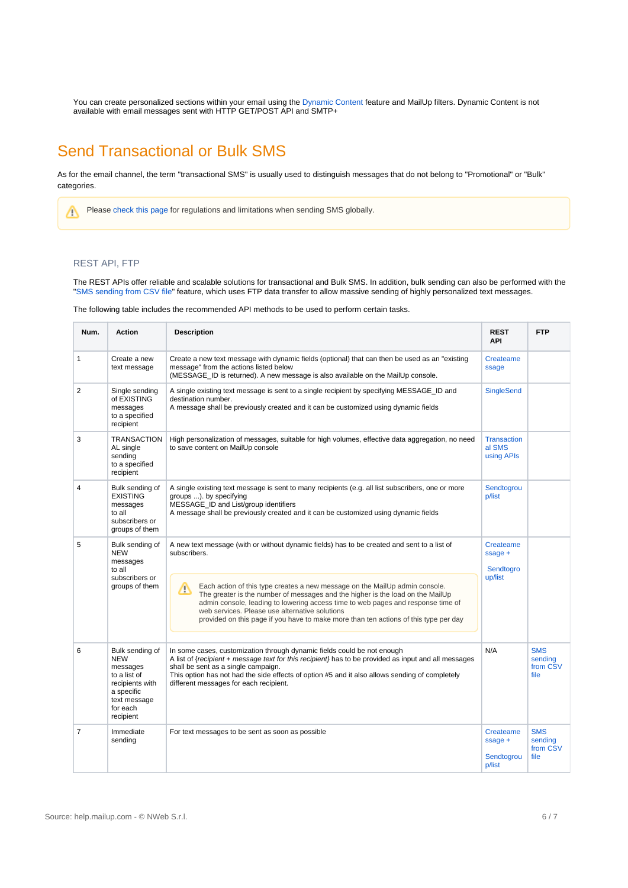You can create personalized sections within your email using the Dynamic Content feature and MailUp filters. Dynamic Content is not available with email messages sent with HTTP GET/POST API and SMTP+

# Send Transactional or Bulk SMS

As for the email channel, the term "transactional SMS" is usually used to distinguish messages that do not belong to "Promotional" or "Bulk" categories.

> Please check this page for regulations and limitations when sending SMS globally.

### REST API, FTP

The REST APIs offer reliable and scalable solutions for transactional and Bulk SMS. In addition, bulk sending can also be performed with the "SMS sending from CSV file" feature, which uses FTP data transfer to allow massive sending of highly personalized text messages.

The following table includes the recommended API methods to be used to perform certain tasks.

| Num. | Action | Description | REST API | FTP |
|---|---|---|---|---|
| 1 | Create a new text message | Create a new text message with dynamic fields (optional) that can then be used as an "existing message" from the actions listed below (MESSAGE_ID is returned). A new message is also available on the MailUp console. | Createmessage | |
| 2 | Single sending of EXISTING messages to a specified recipient | A single existing text message is sent to a single recipient by specifying MESSAGE_ID and destination number. A message shall be previously created and it can be customized using dynamic fields | SingleSend | |
| 3 | TRANSACTIONAL single sending to a specified recipient | High personalization of messages, suitable for high volumes, effective data aggregation, no need to save content on MailUp console | Transactional SMS using APIs | |
| 4 | Bulk sending of EXISTING messages to all subscribers or groups of them | A single existing text message is sent to many recipients (e.g. all list subscribers, one or more groups ...). by specifying MESSAGE_ID and List/group identifiers. A message shall be previously created and it can be customized using dynamic fields | Sendtogroup/list | |
| 5 | Bulk sending of NEW messages to all subscribers or groups of them | A new text message (with or without dynamic fields) has to be created and sent to a list of subscribers. ⚠ Each action of this type creates a new message on the MailUp admin console. The greater is the number of messages and the higher is the load on the MailUp admin console, leading to lowering access time to web pages and response time of web services. Please use alternative solutions provided on this page if you have to make more than ten actions of this type per day | Createmessage + Sendtogroup/list | |
| 6 | Bulk sending of NEW messages to a list of recipients with a specific text message for each recipient | In some cases, customization through dynamic fields could be not enough. A list of {*recipient + message text for this recipient*} has to be provided as input and all messages shall be sent as a single campaign. This option has not had the side effects of option #5 and it also allows sending of completely different messages for each recipient. | N/A | SMS sending from CSV file |
| 7 | Immediate sending | For text messages to be sent as soon as possible | Createmessage + Sendtogroup/list | SMS sending from CSV file |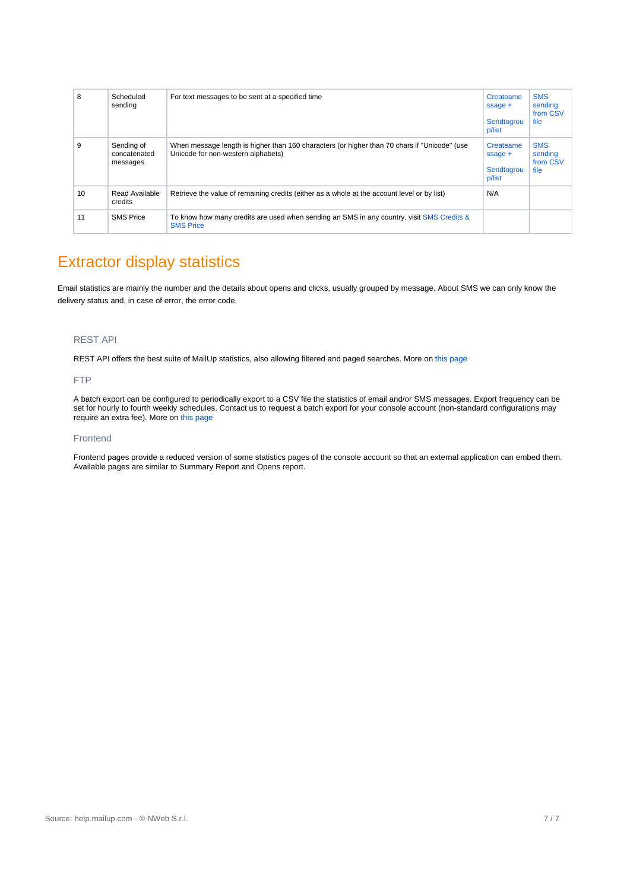| | | | | |
|---|---|---|---|---|
| 8 | Scheduled sending | For text messages to be sent at a specified time | Createamessage + Sendtogroup/list | SMS sending from CSV file |
| 9 | Sending of concatenated messages | When message length is higher than 160 characters (or higher than 70 chars if "Unicode" (use Unicode for non-western alphabets) | Createamessage + Sendtogroup/list | SMS sending from CSV file |
| 10 | Read Available credits | Retrieve the value of remaining credits (either as a whole at the account level or by list) | N/A | |
| 11 | SMS Price | To know how many credits are used when sending an SMS in any country, visit SMS Credits & SMS Price | | |

# Extractor display statistics

Email statistics are mainly the number and the details about opens and clicks, usually grouped by message. About SMS we can only know the delivery status and, in case of error, the error code.

## REST API

REST API offers the best suite of MailUp statistics, also allowing filtered and paged searches. More on this page

## FTP

A batch export can be configured to periodically export to a CSV file the statistics of email and/or SMS messages. Export frequency can be set for hourly to fourth weekly schedules. Contact us to request a batch export for your console account (non-standard configurations may require an extra fee). More on this page

## Frontend

Frontend pages provide a reduced version of some statistics pages of the console account so that an external application can embed them. Available pages are similar to Summary Report and Opens report.